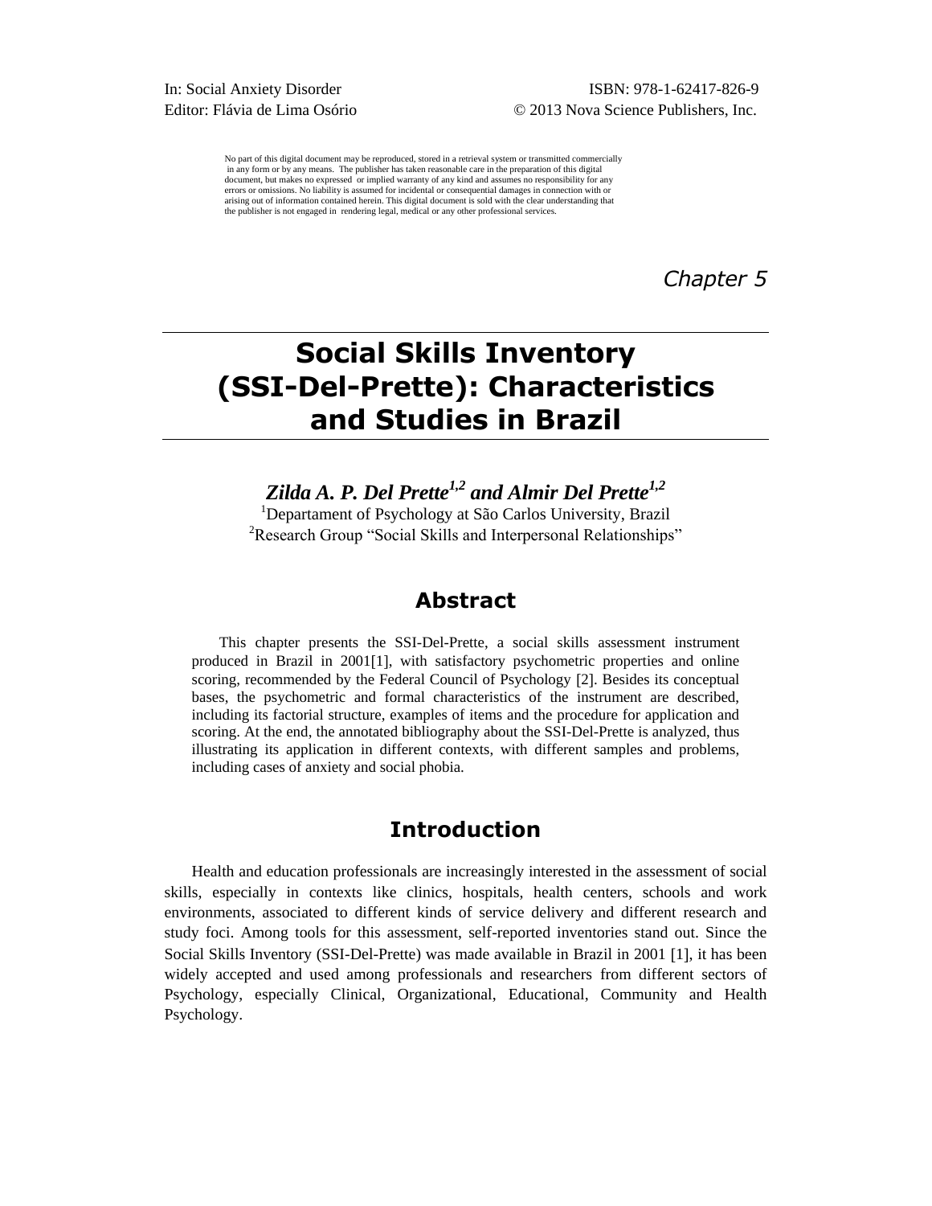In: Social Anxiety Disorder
Editor: Flávia de Lima Osório

ISBN: 978-1-62417-826-9
© 2013 Nova Science Publishers, Inc.

No part of this digital document may be reproduced, stored in a retrieval system or transmitted commercially in any form or by any means. The publisher has taken reasonable care in the preparation of this digital document, but makes no expressed or implied warranty of any kind and assumes no responsibility for any errors or omissions. No liability is assumed for incidental or consequential damages in connection with or arising out of information contained herein. This digital document is sold with the clear understanding that the publisher is not engaged in rendering legal, medical or any other professional services.

*Chapter 5*

# Social Skills Inventory (SSI-Del-Prette): Characteristics and Studies in Brazil

***Zilda A. P. Del Prette[1,2] and Almir Del Prette[1,2]***

[1]Departament of Psychology at São Carlos University, Brazil
[2]Research Group "Social Skills and Interpersonal Relationships"

## Abstract

This chapter presents the SSI-Del-Prette, a social skills assessment instrument produced in Brazil in 2001[1], with satisfactory psychometric properties and online scoring, recommended by the Federal Council of Psychology [2]. Besides its conceptual bases, the psychometric and formal characteristics of the instrument are described, including its factorial structure, examples of items and the procedure for application and scoring. At the end, the annotated bibliography about the SSI-Del-Prette is analyzed, thus illustrating its application in different contexts, with different samples and problems, including cases of anxiety and social phobia.

## Introduction

Health and education professionals are increasingly interested in the assessment of social skills, especially in contexts like clinics, hospitals, health centers, schools and work environments, associated to different kinds of service delivery and different research and study foci. Among tools for this assessment, self-reported inventories stand out. Since the Social Skills Inventory (SSI-Del-Prette) was made available in Brazil in 2001 [1], it has been widely accepted and used among professionals and researchers from different sectors of Psychology, especially Clinical, Organizational, Educational, Community and Health Psychology.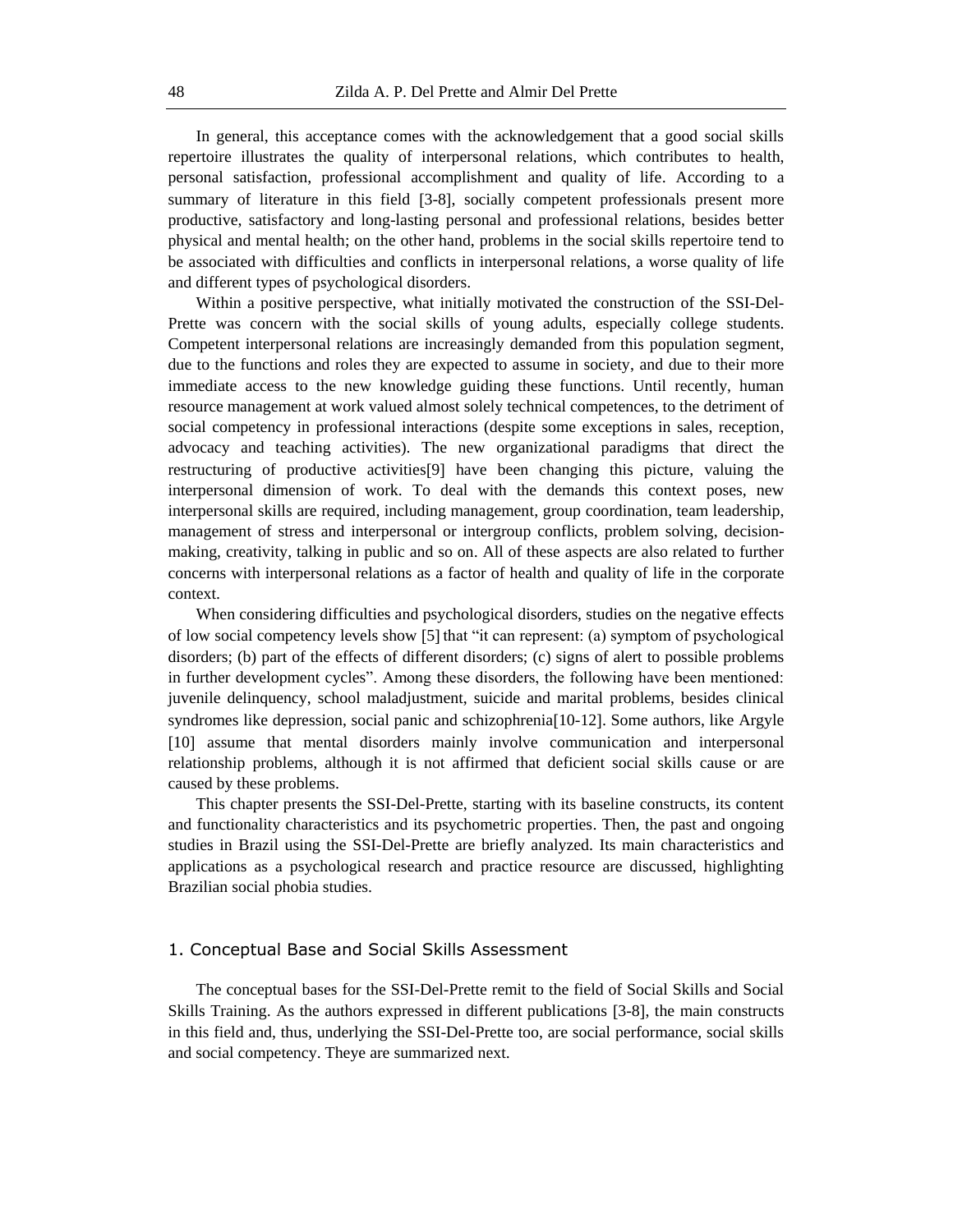In general, this acceptance comes with the acknowledgement that a good social skills repertoire illustrates the quality of interpersonal relations, which contributes to health, personal satisfaction, professional accomplishment and quality of life. According to a summary of literature in this field [3-8], socially competent professionals present more productive, satisfactory and long-lasting personal and professional relations, besides better physical and mental health; on the other hand, problems in the social skills repertoire tend to be associated with difficulties and conflicts in interpersonal relations, a worse quality of life and different types of psychological disorders.

Within a positive perspective, what initially motivated the construction of the SSI-Del-Prette was concern with the social skills of young adults, especially college students. Competent interpersonal relations are increasingly demanded from this population segment, due to the functions and roles they are expected to assume in society, and due to their more immediate access to the new knowledge guiding these functions. Until recently, human resource management at work valued almost solely technical competences, to the detriment of social competency in professional interactions (despite some exceptions in sales, reception, advocacy and teaching activities). The new organizational paradigms that direct the restructuring of productive activities[9] have been changing this picture, valuing the interpersonal dimension of work. To deal with the demands this context poses, new interpersonal skills are required, including management, group coordination, team leadership, management of stress and interpersonal or intergroup conflicts, problem solving, decision-making, creativity, talking in public and so on. All of these aspects are also related to further concerns with interpersonal relations as a factor of health and quality of life in the corporate context.

When considering difficulties and psychological disorders, studies on the negative effects of low social competency levels show [5] that "it can represent: (a) symptom of psychological disorders; (b) part of the effects of different disorders; (c) signs of alert to possible problems in further development cycles". Among these disorders, the following have been mentioned: juvenile delinquency, school maladjustment, suicide and marital problems, besides clinical syndromes like depression, social panic and schizophrenia[10-12]. Some authors, like Argyle [10] assume that mental disorders mainly involve communication and interpersonal relationship problems, although it is not affirmed that deficient social skills cause or are caused by these problems.

This chapter presents the SSI-Del-Prette, starting with its baseline constructs, its content and functionality characteristics and its psychometric properties. Then, the past and ongoing studies in Brazil using the SSI-Del-Prette are briefly analyzed. Its main characteristics and applications as a psychological research and practice resource are discussed, highlighting Brazilian social phobia studies.

## 1. Conceptual Base and Social Skills Assessment

The conceptual bases for the SSI-Del-Prette remit to the field of Social Skills and Social Skills Training. As the authors expressed in different publications [3-8], the main constructs in this field and, thus, underlying the SSI-Del-Prette too, are social performance, social skills and social competency. Theye are summarized next.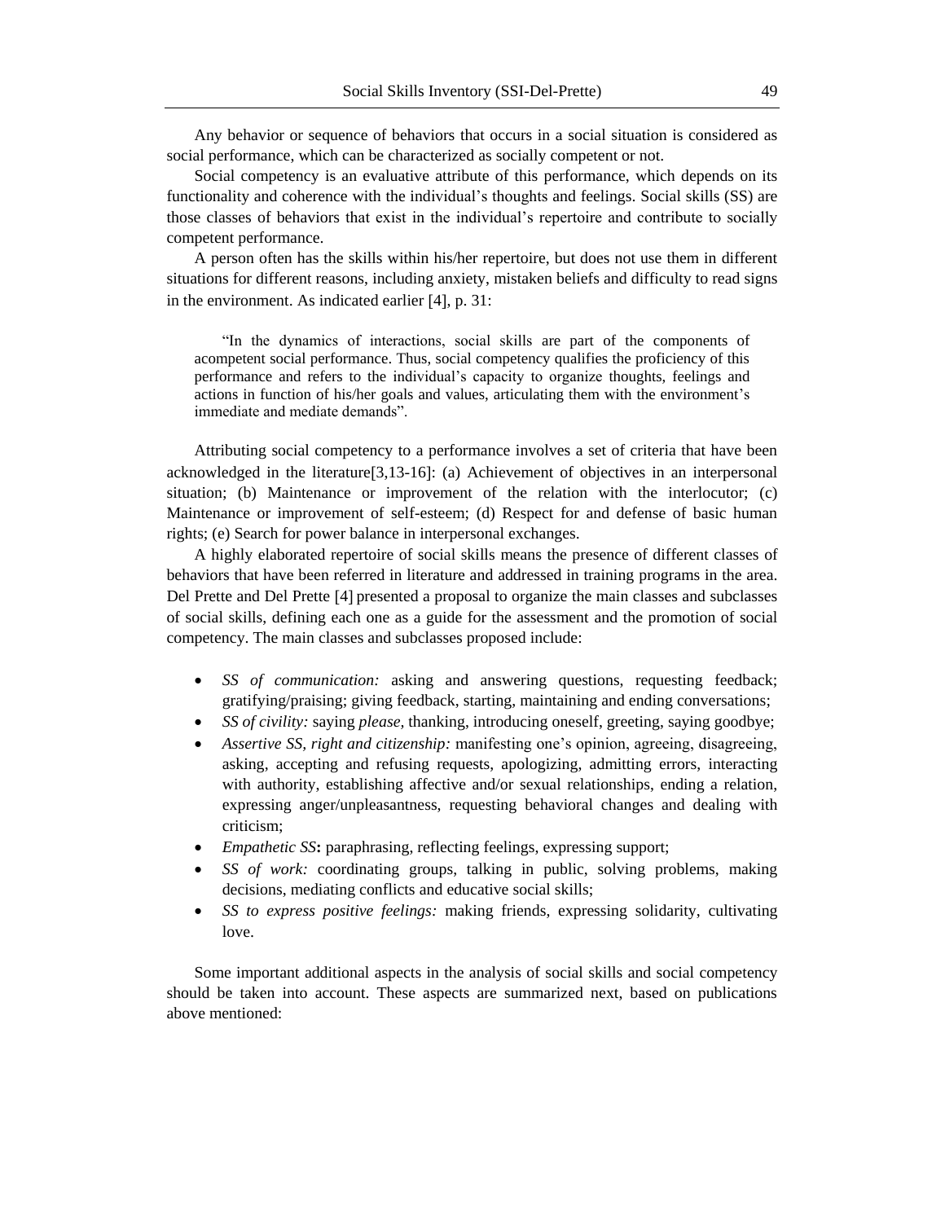Any behavior or sequence of behaviors that occurs in a social situation is considered as social performance, which can be characterized as socially competent or not.

Social competency is an evaluative attribute of this performance, which depends on its functionality and coherence with the individual's thoughts and feelings. Social skills (SS) are those classes of behaviors that exist in the individual's repertoire and contribute to socially competent performance.

A person often has the skills within his/her repertoire, but does not use them in different situations for different reasons, including anxiety, mistaken beliefs and difficulty to read signs in the environment. As indicated earlier [4], p. 31:

> "In the dynamics of interactions, social skills are part of the components of acompetent social performance. Thus, social competency qualifies the proficiency of this performance and refers to the individual's capacity to organize thoughts, feelings and actions in function of his/her goals and values, articulating them with the environment's immediate and mediate demands".

Attributing social competency to a performance involves a set of criteria that have been acknowledged in the literature[3,13-16]: (a) Achievement of objectives in an interpersonal situation; (b) Maintenance or improvement of the relation with the interlocutor; (c) Maintenance or improvement of self-esteem; (d) Respect for and defense of basic human rights; (e) Search for power balance in interpersonal exchanges.

A highly elaborated repertoire of social skills means the presence of different classes of behaviors that have been referred in literature and addressed in training programs in the area. Del Prette and Del Prette [4] presented a proposal to organize the main classes and subclasses of social skills, defining each one as a guide for the assessment and the promotion of social competency. The main classes and subclasses proposed include:

- *SS of communication:* asking and answering questions, requesting feedback; gratifying/praising; giving feedback, starting, maintaining and ending conversations;
- *SS of civility:* saying *please,* thanking, introducing oneself, greeting, saying goodbye;
- *Assertive SS, right and citizenship:* manifesting one's opinion, agreeing, disagreeing, asking, accepting and refusing requests, apologizing, admitting errors, interacting with authority, establishing affective and/or sexual relationships, ending a relation, expressing anger/unpleasantness, requesting behavioral changes and dealing with criticism;
- *Empathetic SS***:** paraphrasing, reflecting feelings, expressing support;
- *SS of work:* coordinating groups, talking in public, solving problems, making decisions, mediating conflicts and educative social skills;
- *SS to express positive feelings:* making friends, expressing solidarity, cultivating love.

Some important additional aspects in the analysis of social skills and social competency should be taken into account. These aspects are summarized next, based on publications above mentioned: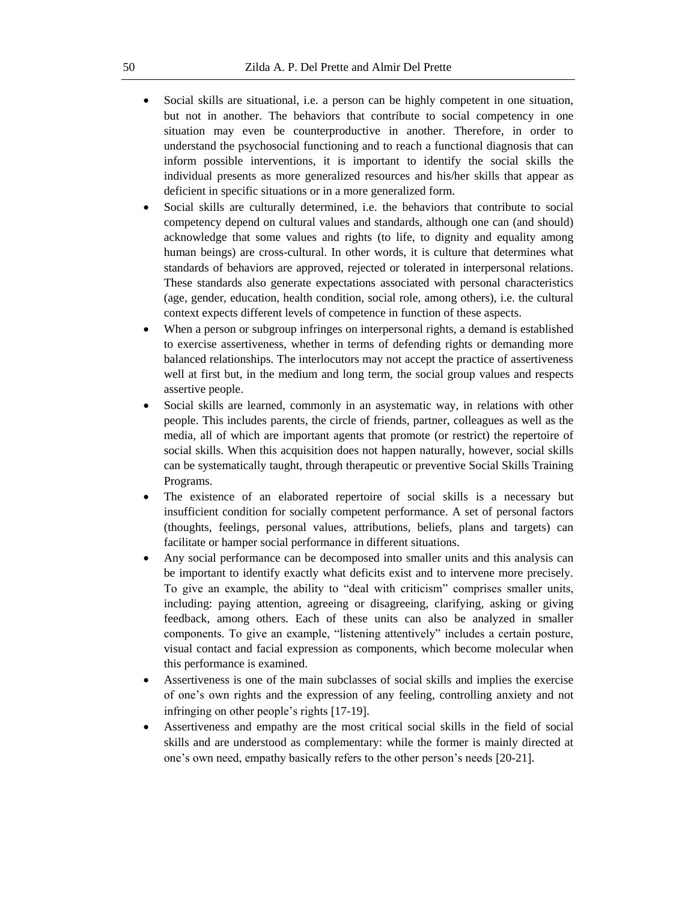- Social skills are situational, i.e. a person can be highly competent in one situation, but not in another. The behaviors that contribute to social competency in one situation may even be counterproductive in another. Therefore, in order to understand the psychosocial functioning and to reach a functional diagnosis that can inform possible interventions, it is important to identify the social skills the individual presents as more generalized resources and his/her skills that appear as deficient in specific situations or in a more generalized form.
- Social skills are culturally determined, i.e. the behaviors that contribute to social competency depend on cultural values and standards, although one can (and should) acknowledge that some values and rights (to life, to dignity and equality among human beings) are cross-cultural. In other words, it is culture that determines what standards of behaviors are approved, rejected or tolerated in interpersonal relations. These standards also generate expectations associated with personal characteristics (age, gender, education, health condition, social role, among others), i.e. the cultural context expects different levels of competence in function of these aspects.
- When a person or subgroup infringes on interpersonal rights, a demand is established to exercise assertiveness, whether in terms of defending rights or demanding more balanced relationships. The interlocutors may not accept the practice of assertiveness well at first but, in the medium and long term, the social group values and respects assertive people.
- Social skills are learned, commonly in an asystematic way, in relations with other people. This includes parents, the circle of friends, partner, colleagues as well as the media, all of which are important agents that promote (or restrict) the repertoire of social skills. When this acquisition does not happen naturally, however, social skills can be systematically taught, through therapeutic or preventive Social Skills Training Programs.
- The existence of an elaborated repertoire of social skills is a necessary but insufficient condition for socially competent performance. A set of personal factors (thoughts, feelings, personal values, attributions, beliefs, plans and targets) can facilitate or hamper social performance in different situations.
- Any social performance can be decomposed into smaller units and this analysis can be important to identify exactly what deficits exist and to intervene more precisely. To give an example, the ability to "deal with criticism" comprises smaller units, including: paying attention, agreeing or disagreeing, clarifying, asking or giving feedback, among others. Each of these units can also be analyzed in smaller components. To give an example, "listening attentively" includes a certain posture, visual contact and facial expression as components, which become molecular when this performance is examined.
- Assertiveness is one of the main subclasses of social skills and implies the exercise of one's own rights and the expression of any feeling, controlling anxiety and not infringing on other people's rights [17-19].
- Assertiveness and empathy are the most critical social skills in the field of social skills and are understood as complementary: while the former is mainly directed at one's own need, empathy basically refers to the other person's needs [20-21].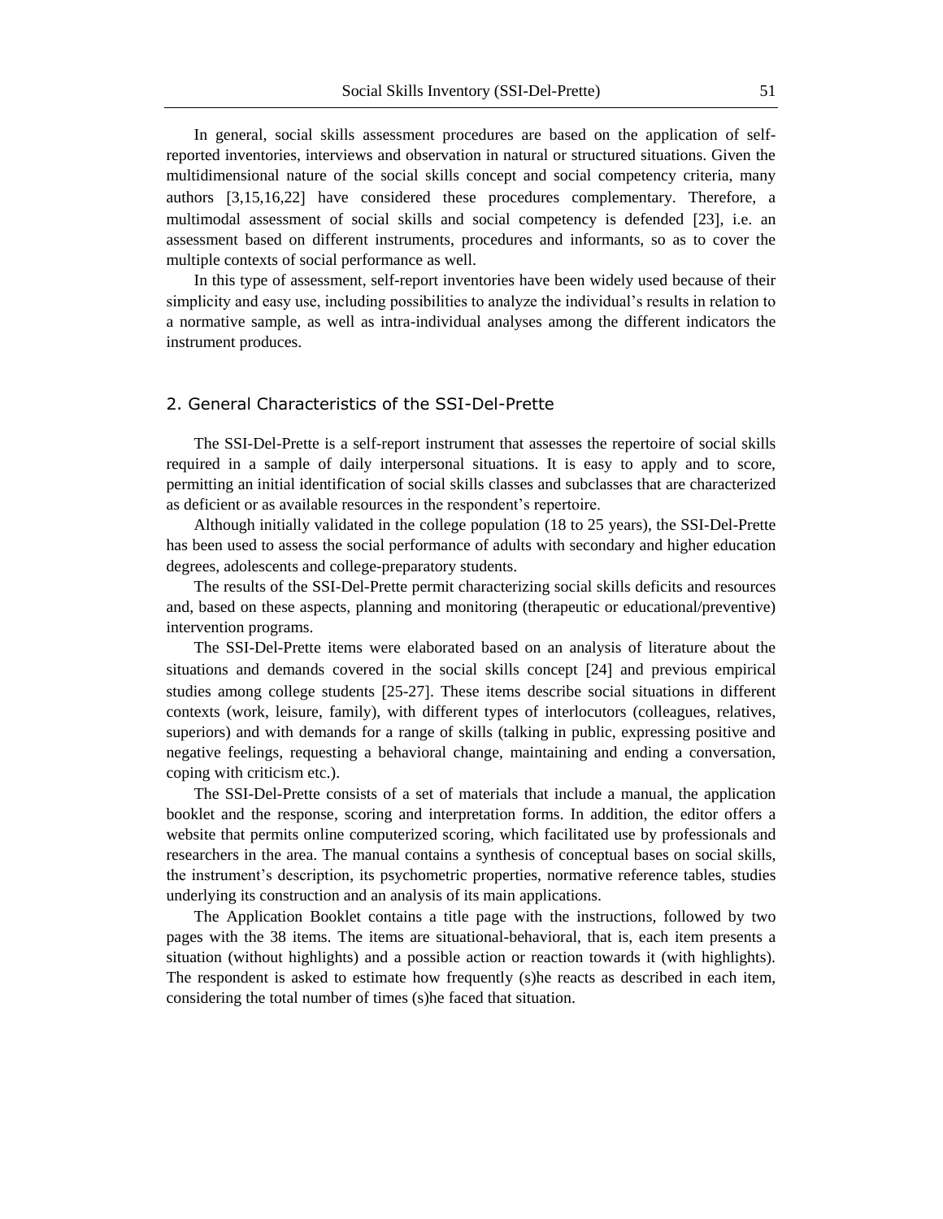In general, social skills assessment procedures are based on the application of self-reported inventories, interviews and observation in natural or structured situations. Given the multidimensional nature of the social skills concept and social competency criteria, many authors [3,15,16,22] have considered these procedures complementary. Therefore, a multimodal assessment of social skills and social competency is defended [23], i.e. an assessment based on different instruments, procedures and informants, so as to cover the multiple contexts of social performance as well.

In this type of assessment, self-report inventories have been widely used because of their simplicity and easy use, including possibilities to analyze the individual's results in relation to a normative sample, as well as intra-individual analyses among the different indicators the instrument produces.

## 2. General Characteristics of the SSI-Del-Prette

The SSI-Del-Prette is a self-report instrument that assesses the repertoire of social skills required in a sample of daily interpersonal situations. It is easy to apply and to score, permitting an initial identification of social skills classes and subclasses that are characterized as deficient or as available resources in the respondent's repertoire.

Although initially validated in the college population (18 to 25 years), the SSI-Del-Prette has been used to assess the social performance of adults with secondary and higher education degrees, adolescents and college-preparatory students.

The results of the SSI-Del-Prette permit characterizing social skills deficits and resources and, based on these aspects, planning and monitoring (therapeutic or educational/preventive) intervention programs.

The SSI-Del-Prette items were elaborated based on an analysis of literature about the situations and demands covered in the social skills concept [24] and previous empirical studies among college students [25-27]. These items describe social situations in different contexts (work, leisure, family), with different types of interlocutors (colleagues, relatives, superiors) and with demands for a range of skills (talking in public, expressing positive and negative feelings, requesting a behavioral change, maintaining and ending a conversation, coping with criticism etc.).

The SSI-Del-Prette consists of a set of materials that include a manual, the application booklet and the response, scoring and interpretation forms. In addition, the editor offers a website that permits online computerized scoring, which facilitated use by professionals and researchers in the area. The manual contains a synthesis of conceptual bases on social skills, the instrument's description, its psychometric properties, normative reference tables, studies underlying its construction and an analysis of its main applications.

The Application Booklet contains a title page with the instructions, followed by two pages with the 38 items. The items are situational-behavioral, that is, each item presents a situation (without highlights) and a possible action or reaction towards it (with highlights). The respondent is asked to estimate how frequently (s)he reacts as described in each item, considering the total number of times (s)he faced that situation.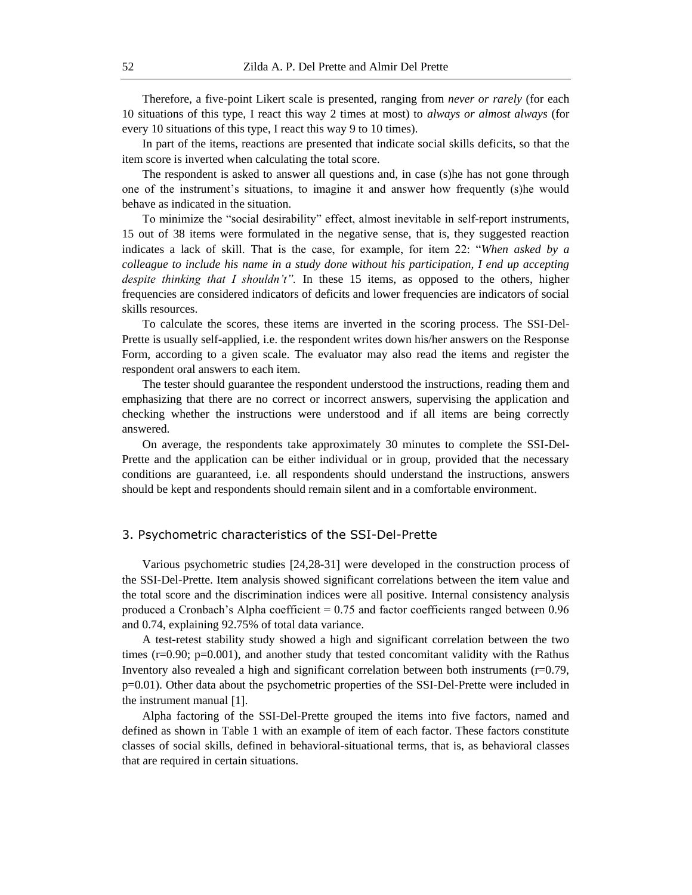Therefore, a five-point Likert scale is presented, ranging from *never or rarely* (for each 10 situations of this type, I react this way 2 times at most) to *always or almost always* (for every 10 situations of this type, I react this way 9 to 10 times).

In part of the items, reactions are presented that indicate social skills deficits, so that the item score is inverted when calculating the total score.

The respondent is asked to answer all questions and, in case (s)he has not gone through one of the instrument's situations, to imagine it and answer how frequently (s)he would behave as indicated in the situation.

To minimize the "social desirability" effect, almost inevitable in self-report instruments, 15 out of 38 items were formulated in the negative sense, that is, they suggested reaction indicates a lack of skill. That is the case, for example, for item 22: "*When asked by a colleague to include his name in a study done without his participation, I end up accepting despite thinking that I shouldn't".* In these 15 items, as opposed to the others, higher frequencies are considered indicators of deficits and lower frequencies are indicators of social skills resources.

To calculate the scores, these items are inverted in the scoring process. The SSI-Del-Prette is usually self-applied, i.e. the respondent writes down his/her answers on the Response Form, according to a given scale. The evaluator may also read the items and register the respondent oral answers to each item.

The tester should guarantee the respondent understood the instructions, reading them and emphasizing that there are no correct or incorrect answers, supervising the application and checking whether the instructions were understood and if all items are being correctly answered.

On average, the respondents take approximately 30 minutes to complete the SSI-Del-Prette and the application can be either individual or in group, provided that the necessary conditions are guaranteed, i.e. all respondents should understand the instructions, answers should be kept and respondents should remain silent and in a comfortable environment.

## 3. Psychometric characteristics of the SSI-Del-Prette

Various psychometric studies [24,28-31] were developed in the construction process of the SSI-Del-Prette. Item analysis showed significant correlations between the item value and the total score and the discrimination indices were all positive. Internal consistency analysis produced a Cronbach's Alpha coefficient = 0.75 and factor coefficients ranged between 0.96 and 0.74, explaining 92.75% of total data variance.

A test-retest stability study showed a high and significant correlation between the two times ($r=0.90$; $p=0.001$), and another study that tested concomitant validity with the Rathus Inventory also revealed a high and significant correlation between both instruments ($r=0.79$, $p=0.01$). Other data about the psychometric properties of the SSI-Del-Prette were included in the instrument manual [1].

Alpha factoring of the SSI-Del-Prette grouped the items into five factors, named and defined as shown in Table 1 with an example of item of each factor. These factors constitute classes of social skills, defined in behavioral-situational terms, that is, as behavioral classes that are required in certain situations.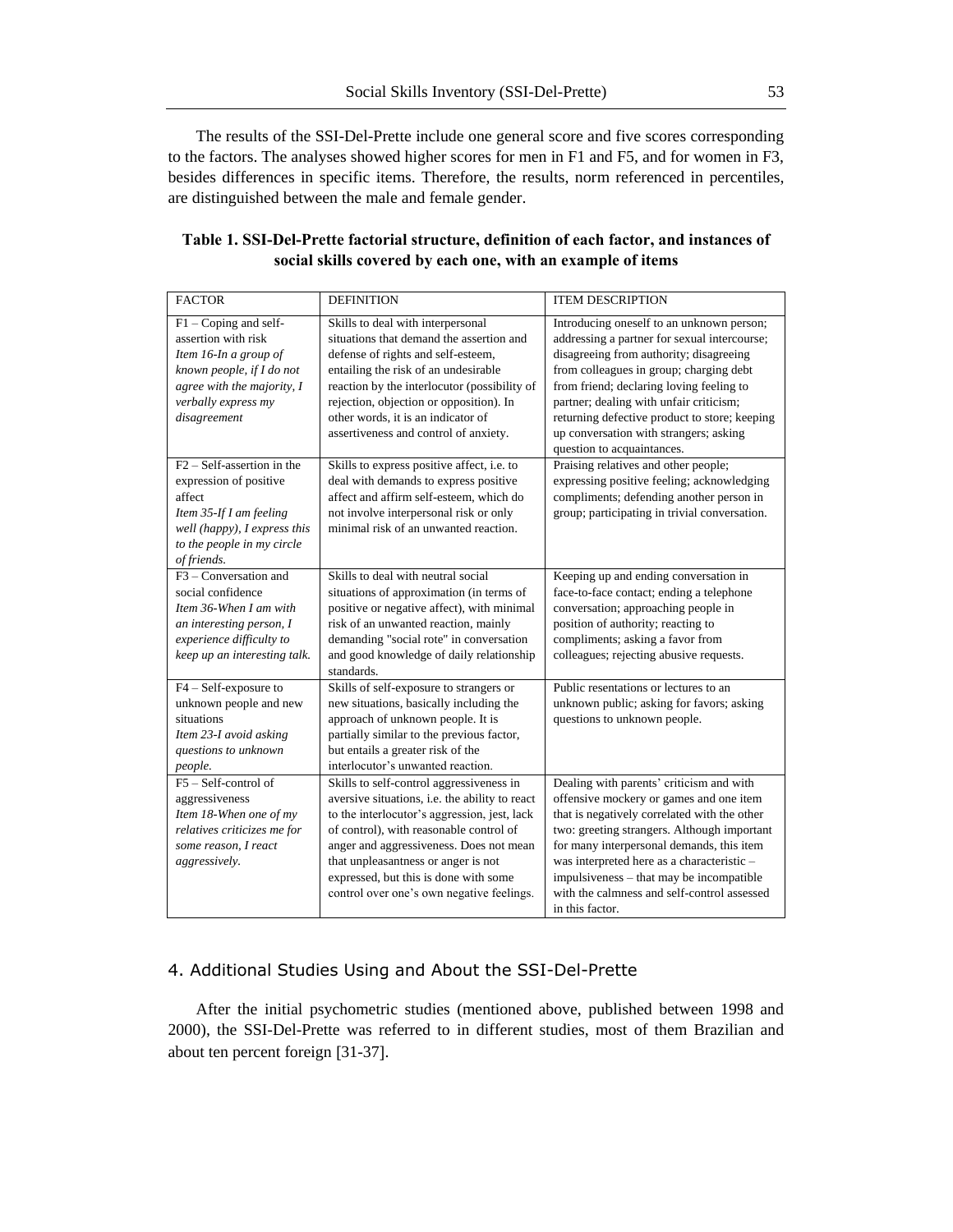The results of the SSI-Del-Prette include one general score and five scores corresponding to the factors. The analyses showed higher scores for men in F1 and F5, and for women in F3, besides differences in specific items. Therefore, the results, norm referenced in percentiles, are distinguished between the male and female gender.

**Table 1. SSI-Del-Prette factorial structure, definition of each factor, and instances of social skills covered by each one, with an example of items**

| FACTOR | DEFINITION | ITEM DESCRIPTION |
|---|---|---|
| F1 – Coping and self-assertion with risk *Item 16-In a group of known people, if I do not agree with the majority, I verbally express my disagreement* | Skills to deal with interpersonal situations that demand the assertion and defense of rights and self-esteem, entailing the risk of an undesirable reaction by the interlocutor (possibility of rejection, objection or opposition). In other words, it is an indicator of assertiveness and control of anxiety. | Introducing oneself to an unknown person; addressing a partner for sexual intercourse; disagreeing from authority; disagreeing from colleagues in group; charging debt from friend; declaring loving feeling to partner; dealing with unfair criticism; returning defective product to store; keeping up conversation with strangers; asking question to acquaintances. |
| F2 – Self-assertion in the expression of positive affect *Item 35-If I am feeling well (happy), I express this to the people in my circle of friends.* | Skills to express positive affect, i.e. to deal with demands to express positive affect and affirm self-esteem, which do not involve interpersonal risk or only minimal risk of an unwanted reaction. | Praising relatives and other people; expressing positive feeling; acknowledging compliments; defending another person in group; participating in trivial conversation. |
| F3 – Conversation and social confidence *Item 36-When I am with an interesting person, I experience difficulty to keep up an interesting talk.* | Skills to deal with neutral social situations of approximation (in terms of positive or negative affect), with minimal risk of an unwanted reaction, mainly demanding "social rote" in conversation and good knowledge of daily relationship standards. | Keeping up and ending conversation in face-to-face contact; ending a telephone conversation; approaching people in position of authority; reacting to compliments; asking a favor from colleagues; rejecting abusive requests. |
| F4 – Self-exposure to unknown people and new situations *Item 23-I avoid asking questions to unknown people.* | Skills of self-exposure to strangers or new situations, basically including the approach of unknown people. It is partially similar to the previous factor, but entails a greater risk of the interlocutor's unwanted reaction. | Public resentations or lectures to an unknown public; asking for favors; asking questions to unknown people. |
| F5 – Self-control of aggressiveness *Item 18-When one of my relatives criticizes me for some reason, I react aggressively.* | Skills to self-control aggressiveness in aversive situations, i.e. the ability to react to the interlocutor's aggression, jest, lack of control), with reasonable control of anger and aggressiveness. Does not mean that unpleasantness or anger is not expressed, but this is done with some control over one's own negative feelings. | Dealing with parents' criticism and with offensive mockery or games and one item that is negatively correlated with the other two: greeting strangers. Although important for many interpersonal demands, this item was interpreted here as a characteristic – impulsiveness – that may be incompatible with the calmness and self-control assessed in this factor. |

## 4. Additional Studies Using and About the SSI-Del-Prette

After the initial psychometric studies (mentioned above, published between 1998 and 2000), the SSI-Del-Prette was referred to in different studies, most of them Brazilian and about ten percent foreign [31-37].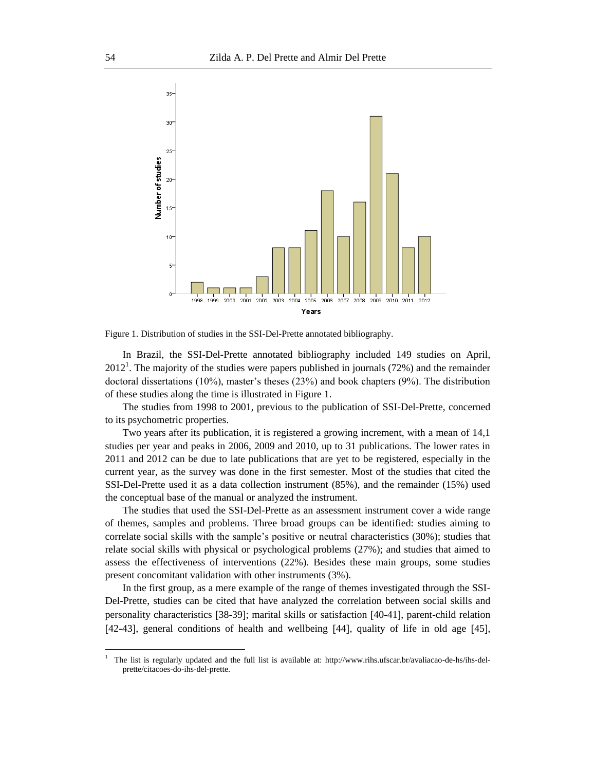Figure 1. Distribution of studies in the SSI-Del-Prette annotated bibliography.

In Brazil, the SSI-Del-Prette annotated bibliography included 149 studies on April, 2012[1]. The majority of the studies were papers published in journals (72%) and the remainder doctoral dissertations (10%), master's theses (23%) and book chapters (9%). The distribution of these studies along the time is illustrated in Figure 1.

The studies from 1998 to 2001, previous to the publication of SSI-Del-Prette, concerned to its psychometric properties.

Two years after its publication, it is registered a growing increment, with a mean of 14,1 studies per year and peaks in 2006, 2009 and 2010, up to 31 publications. The lower rates in 2011 and 2012 can be due to late publications that are yet to be registered, especially in the current year, as the survey was done in the first semester. Most of the studies that cited the SSI-Del-Prette used it as a data collection instrument (85%), and the remainder (15%) used the conceptual base of the manual or analyzed the instrument.

The studies that used the SSI-Del-Prette as an assessment instrument cover a wide range of themes, samples and problems. Three broad groups can be identified: studies aiming to correlate social skills with the sample's positive or neutral characteristics (30%); studies that relate social skills with physical or psychological problems (27%); and studies that aimed to assess the effectiveness of interventions (22%). Besides these main groups, some studies present concomitant validation with other instruments (3%).

In the first group, as a mere example of the range of themes investigated through the SSI-Del-Prette, studies can be cited that have analyzed the correlation between social skills and personality characteristics [38-39]; marital skills or satisfaction [40-41], parent-child relation [42-43], general conditions of health and wellbeing [44], quality of life in old age [45],

[1] The list is regularly updated and the full list is available at: http://www.rihs.ufscar.br/avaliacao-de-hs/ihs-del-prette/citacoes-do-ihs-del-prette.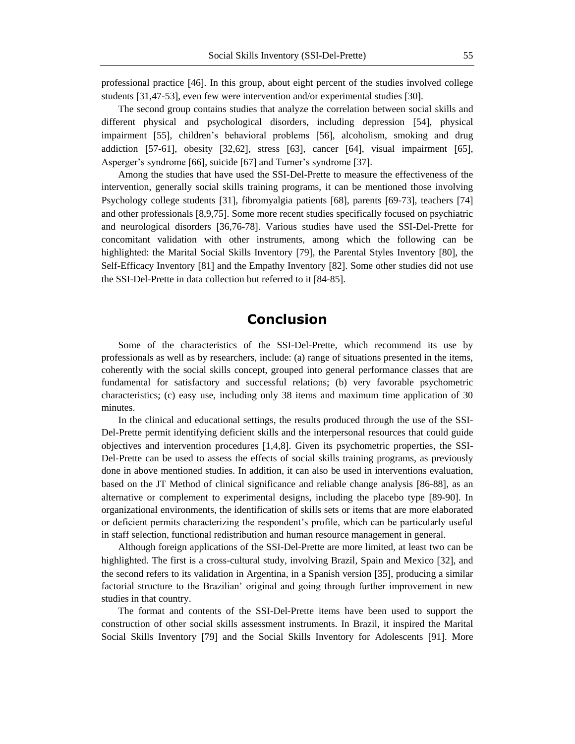professional practice [46]. In this group, about eight percent of the studies involved college students [31,47-53], even few were intervention and/or experimental studies [30].

The second group contains studies that analyze the correlation between social skills and different physical and psychological disorders, including depression [54], physical impairment [55], children's behavioral problems [56], alcoholism, smoking and drug addiction [57-61], obesity [32,62], stress [63], cancer [64], visual impairment [65], Asperger's syndrome [66], suicide [67] and Turner's syndrome [37].

Among the studies that have used the SSI-Del-Prette to measure the effectiveness of the intervention, generally social skills training programs, it can be mentioned those involving Psychology college students [31], fibromyalgia patients [68], parents [69-73], teachers [74] and other professionals [8,9,75]. Some more recent studies specifically focused on psychiatric and neurological disorders [36,76-78]. Various studies have used the SSI-Del-Prette for concomitant validation with other instruments, among which the following can be highlighted: the Marital Social Skills Inventory [79], the Parental Styles Inventory [80], the Self-Efficacy Inventory [81] and the Empathy Inventory [82]. Some other studies did not use the SSI-Del-Prette in data collection but referred to it [84-85].

## Conclusion

Some of the characteristics of the SSI-Del-Prette, which recommend its use by professionals as well as by researchers, include: (a) range of situations presented in the items, coherently with the social skills concept, grouped into general performance classes that are fundamental for satisfactory and successful relations; (b) very favorable psychometric characteristics; (c) easy use, including only 38 items and maximum time application of 30 minutes.

In the clinical and educational settings, the results produced through the use of the SSI-Del-Prette permit identifying deficient skills and the interpersonal resources that could guide objectives and intervention procedures [1,4,8]. Given its psychometric properties, the SSI-Del-Prette can be used to assess the effects of social skills training programs, as previously done in above mentioned studies. In addition, it can also be used in interventions evaluation, based on the JT Method of clinical significance and reliable change analysis [86-88], as an alternative or complement to experimental designs, including the placebo type [89-90]. In organizational environments, the identification of skills sets or items that are more elaborated or deficient permits characterizing the respondent's profile, which can be particularly useful in staff selection, functional redistribution and human resource management in general.

Although foreign applications of the SSI-Del-Prette are more limited, at least two can be highlighted. The first is a cross-cultural study, involving Brazil, Spain and Mexico [32], and the second refers to its validation in Argentina, in a Spanish version [35], producing a similar factorial structure to the Brazilian' original and going through further improvement in new studies in that country.

The format and contents of the SSI-Del-Prette items have been used to support the construction of other social skills assessment instruments. In Brazil, it inspired the Marital Social Skills Inventory [79] and the Social Skills Inventory for Adolescents [91]. More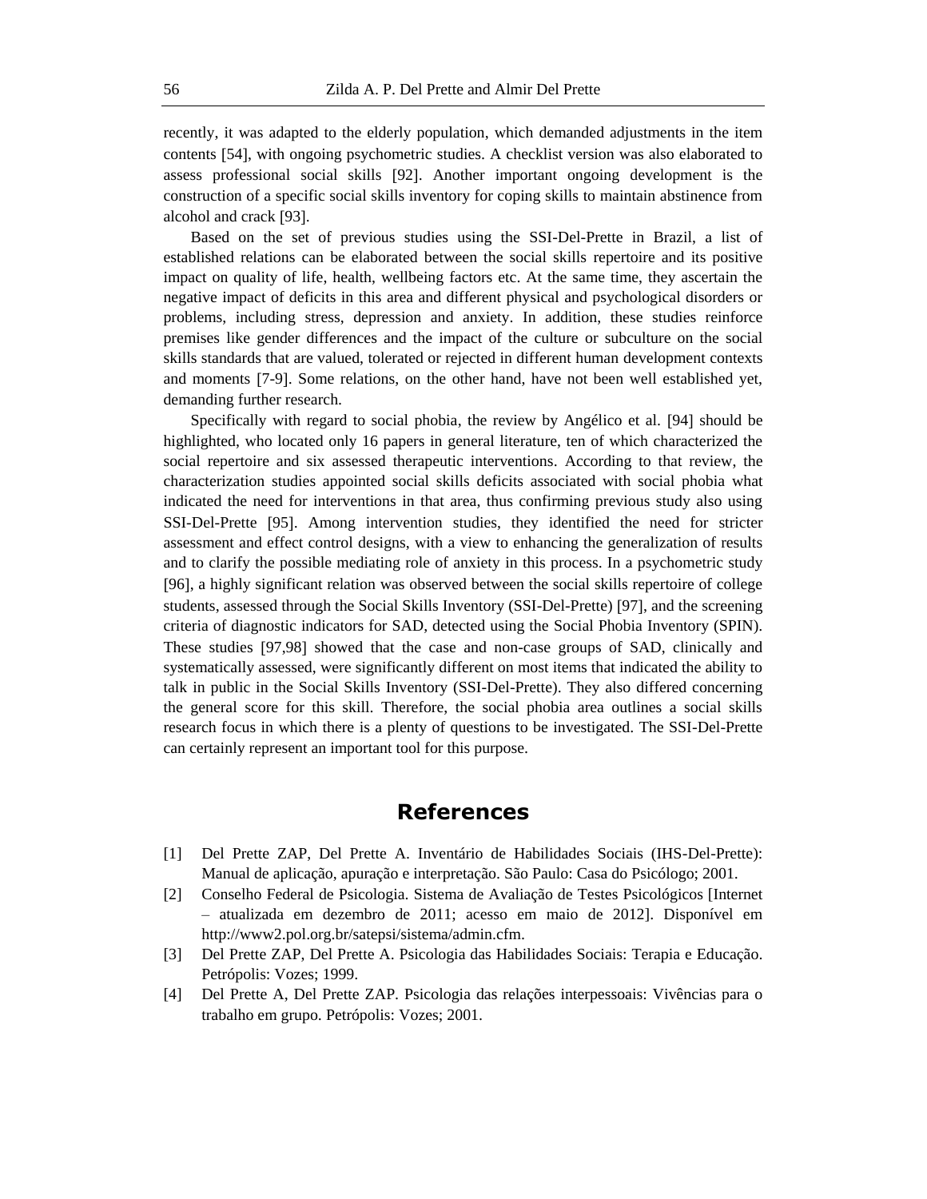recently, it was adapted to the elderly population, which demanded adjustments in the item contents [54], with ongoing psychometric studies. A checklist version was also elaborated to assess professional social skills [92]. Another important ongoing development is the construction of a specific social skills inventory for coping skills to maintain abstinence from alcohol and crack [93].

Based on the set of previous studies using the SSI-Del-Prette in Brazil, a list of established relations can be elaborated between the social skills repertoire and its positive impact on quality of life, health, wellbeing factors etc. At the same time, they ascertain the negative impact of deficits in this area and different physical and psychological disorders or problems, including stress, depression and anxiety. In addition, these studies reinforce premises like gender differences and the impact of the culture or subculture on the social skills standards that are valued, tolerated or rejected in different human development contexts and moments [7-9]. Some relations, on the other hand, have not been well established yet, demanding further research.

Specifically with regard to social phobia, the review by Angélico et al. [94] should be highlighted, who located only 16 papers in general literature, ten of which characterized the social repertoire and six assessed therapeutic interventions. According to that review, the characterization studies appointed social skills deficits associated with social phobia what indicated the need for interventions in that area, thus confirming previous study also using SSI-Del-Prette [95]. Among intervention studies, they identified the need for stricter assessment and effect control designs, with a view to enhancing the generalization of results and to clarify the possible mediating role of anxiety in this process. In a psychometric study [96], a highly significant relation was observed between the social skills repertoire of college students, assessed through the Social Skills Inventory (SSI-Del-Prette) [97], and the screening criteria of diagnostic indicators for SAD, detected using the Social Phobia Inventory (SPIN). These studies [97,98] showed that the case and non-case groups of SAD, clinically and systematically assessed, were significantly different on most items that indicated the ability to talk in public in the Social Skills Inventory (SSI-Del-Prette). They also differed concerning the general score for this skill. Therefore, the social phobia area outlines a social skills research focus in which there is a plenty of questions to be investigated. The SSI-Del-Prette can certainly represent an important tool for this purpose.

## References

[1] Del Prette ZAP, Del Prette A. Inventário de Habilidades Sociais (IHS-Del-Prette): Manual de aplicação, apuração e interpretação. São Paulo: Casa do Psicólogo; 2001.

[2] Conselho Federal de Psicologia. Sistema de Avaliação de Testes Psicológicos [Internet – atualizada em dezembro de 2011; acesso em maio de 2012]. Disponível em http://www2.pol.org.br/satepsi/sistema/admin.cfm.

[3] Del Prette ZAP, Del Prette A. Psicologia das Habilidades Sociais: Terapia e Educação. Petrópolis: Vozes; 1999.

[4] Del Prette A, Del Prette ZAP. Psicologia das relações interpessoais: Vivências para o trabalho em grupo. Petrópolis: Vozes; 2001.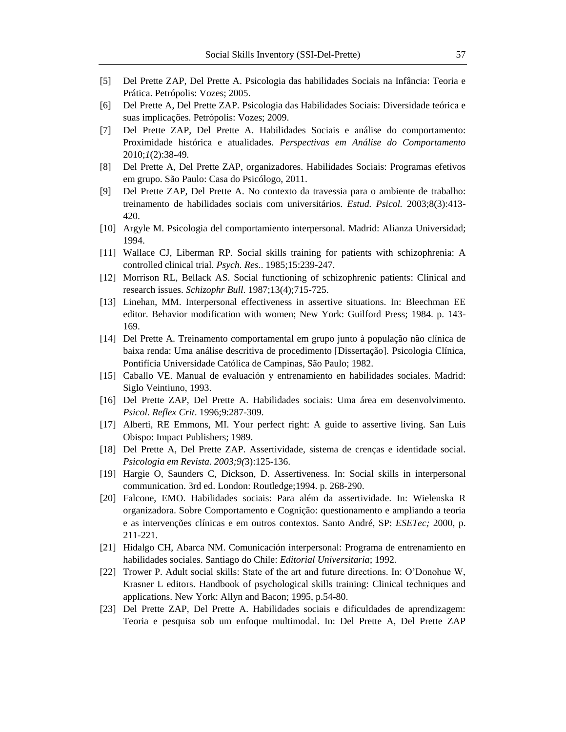[5] Del Prette ZAP, Del Prette A. Psicologia das habilidades Sociais na Infância: Teoria e Prática. Petrópolis: Vozes; 2005.

[6] Del Prette A, Del Prette ZAP. Psicologia das Habilidades Sociais: Diversidade teórica e suas implicações. Petrópolis: Vozes; 2009.

[7] Del Prette ZAP, Del Prette A. Habilidades Sociais e análise do comportamento: Proximidade histórica e atualidades. *Perspectivas em Análise do Comportamento* 2010;*1*(2):38-49.

[8] Del Prette A, Del Prette ZAP, organizadores. Habilidades Sociais: Programas efetivos em grupo. São Paulo: Casa do Psicólogo, 2011.

[9] Del Prette ZAP, Del Prette A. No contexto da travessia para o ambiente de trabalho: treinamento de habilidades sociais com universitários. *Estud. Psicol.* 2003;8(3):413-420.

[10] Argyle M. Psicologia del comportamiento interpersonal. Madrid: Alianza Universidad; 1994.

[11] Wallace CJ, Liberman RP. Social skills training for patients with schizophrenia: A controlled clinical trial. *Psych. Res*.. 1985;15:239-247.

[12] Morrison RL, Bellack AS. Social functioning of schizophrenic patients: Clinical and research issues. *Schizophr Bull*. 1987;13(4);715-725.

[13] Linehan, MM. Interpersonal effectiveness in assertive situations. In: Bleechman EE editor. Behavior modification with women; New York: Guilford Press; 1984. p. 143-169.

[14] Del Prette A. Treinamento comportamental em grupo junto à população não clínica de baixa renda: Uma análise descritiva de procedimento [Dissertação]. Psicologia Clínica, Pontifícia Universidade Católica de Campinas, São Paulo; 1982.

[15] Caballo VE. Manual de evaluación y entrenamiento en habilidades sociales. Madrid: Siglo Veintiuno, 1993.

[16] Del Prette ZAP, Del Prette A. Habilidades sociais: Uma área em desenvolvimento. *Psicol. Reflex Crit*. 1996;9:287-309.

[17] Alberti, RE Emmons, MI. Your perfect right: A guide to assertive living. San Luis Obispo: Impact Publishers; 1989.

[18] Del Prette A, Del Prette ZAP. Assertividade, sistema de crenças e identidade social. *Psicologia em Revista. 2003;9(*3):125-136.

[19] Hargie O, Saunders C, Dickson, D. Assertiveness. In: Social skills in interpersonal communication. 3rd ed. London: Routledge;1994. p. 268-290.

[20] Falcone, EMO. Habilidades sociais: Para além da assertividade. In: Wielenska R organizadora. Sobre Comportamento e Cognição: questionamento e ampliando a teoria e as intervenções clínicas e em outros contextos. Santo André, SP: *ESETec;* 2000, p. 211-221.

[21] Hidalgo CH, Abarca NM. Comunicación interpersonal: Programa de entrenamiento en habilidades sociales. Santiago do Chile: *Editorial Universitaria*; 1992.

[22] Trower P. Adult social skills: State of the art and future directions. In: O'Donohue W, Krasner L editors. Handbook of psychological skills training: Clinical techniques and applications. New York: Allyn and Bacon; 1995, p.54-80.

[23] Del Prette ZAP, Del Prette A. Habilidades sociais e dificuldades de aprendizagem: Teoria e pesquisa sob um enfoque multimodal. In: Del Prette A, Del Prette ZAP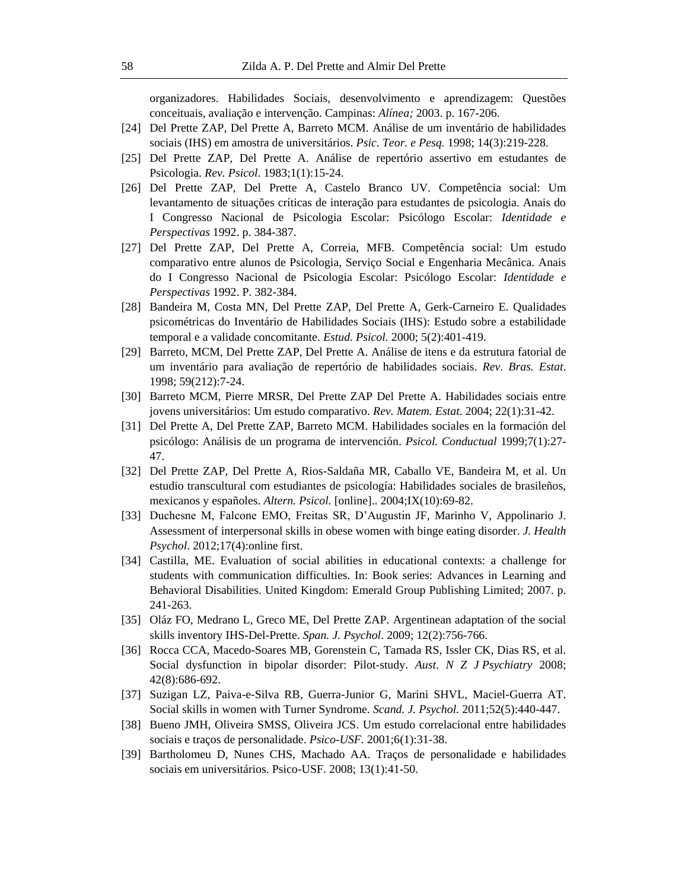organizadores. Habilidades Sociais, desenvolvimento e aprendizagem: Questões conceituais, avaliação e intervenção. Campinas: *Alínea;* 2003. p. 167-206.

[24] Del Prette ZAP, Del Prette A, Barreto MCM. Análise de um inventário de habilidades sociais (IHS) em amostra de universitários. *Psic. Teor. e Pesq.* 1998; 14(3):219-228.

[25] Del Prette ZAP, Del Prette A. Análise de repertório assertivo em estudantes de Psicologia. *Rev. Psicol*. 1983;1(1):15-24.

[26] Del Prette ZAP, Del Prette A, Castelo Branco UV. Competência social: Um levantamento de situações críticas de interação para estudantes de psicologia. Anais do I Congresso Nacional de Psicologia Escolar: Psicólogo Escolar: *Identidade e Perspectivas* 1992. p. 384-387.

[27] Del Prette ZAP, Del Prette A, Correia, MFB. Competência social: Um estudo comparativo entre alunos de Psicologia, Serviço Social e Engenharia Mecânica. Anais do I Congresso Nacional de Psicologia Escolar: Psicólogo Escolar: *Identidade e Perspectivas* 1992. P. 382-384.

[28] Bandeira M, Costa MN, Del Prette ZAP, Del Prette A, Gerk-Carneiro E. Qualidades psicométricas do Inventário de Habilidades Sociais (IHS): Estudo sobre a estabilidade temporal e a validade concomitante. *Estud. Psicol.* 2000; 5(2):401-419.

[29] Barreto, MCM, Del Prette ZAP, Del Prette A. Análise de itens e da estrutura fatorial de um inventário para avaliação de repertório de habilidades sociais. *Rev. Bras. Estat*. 1998; 59(212):7-24.

[30] Barreto MCM, Pierre MRSR, Del Prette ZAP Del Prette A. Habilidades sociais entre jovens universitários: Um estudo comparativo. *Rev. Matem. Estat*. 2004; 22(1):31-42.

[31] Del Prette A, Del Prette ZAP, Barreto MCM. Habilidades sociales en la formación del psicólogo: Análisis de un programa de intervención. *Psicol. Conductual* 1999;7(1):27-47.

[32] Del Prette ZAP, Del Prette A, Rios-Saldaña MR, Caballo VE, Bandeira M, et al. Un estudio transcultural com estudiantes de psicología: Habilidades sociales de brasileños, mexicanos y españoles. *Altern. Psicol.* [online].. 2004;IX(10):69-82.

[33] Duchesne M, Falcone EMO, Freitas SR, D'Augustin JF, Marinho V, Appolinario J. Assessment of interpersonal skills in obese women with binge eating disorder. *J. Health Psychol*. 2012;17(4):online first.

[34] Castilla, ME. Evaluation of social abilities in educational contexts: a challenge for students with communication difficulties. In: Book series: Advances in Learning and Behavioral Disabilities. United Kingdom: Emerald Group Publishing Limited; 2007. p. 241-263.

[35] Oláz FO, Medrano L, Greco ME, Del Prette ZAP. Argentinean adaptation of the social skills inventory IHS-Del-Prette. *Span. J. Psychol*. 2009; 12(2):756-766.

[36] Rocca CCA, Macedo-Soares MB, Gorenstein C, Tamada RS, Issler CK, Dias RS, et al. Social dysfunction in bipolar disorder: Pilot-study. *Aust. N Z J Psychiatry* 2008; 42(8):686-692.

[37] Suzigan LZ, Paiva-e-Silva RB, Guerra-Junior G, Marini SHVL, Maciel-Guerra AT. Social skills in women with Turner Syndrome. *Scand. J. Psychol.* 2011;52(5):440-447.

[38] Bueno JMH, Oliveira SMSS, Oliveira JCS. Um estudo correlacional entre habilidades sociais e traços de personalidade. *Psico-USF.* 2001;6(1):31-38.

[39] Bartholomeu D, Nunes CHS, Machado AA. Traços de personalidade e habilidades sociais em universitários. Psico-USF. 2008; 13(1):41-50.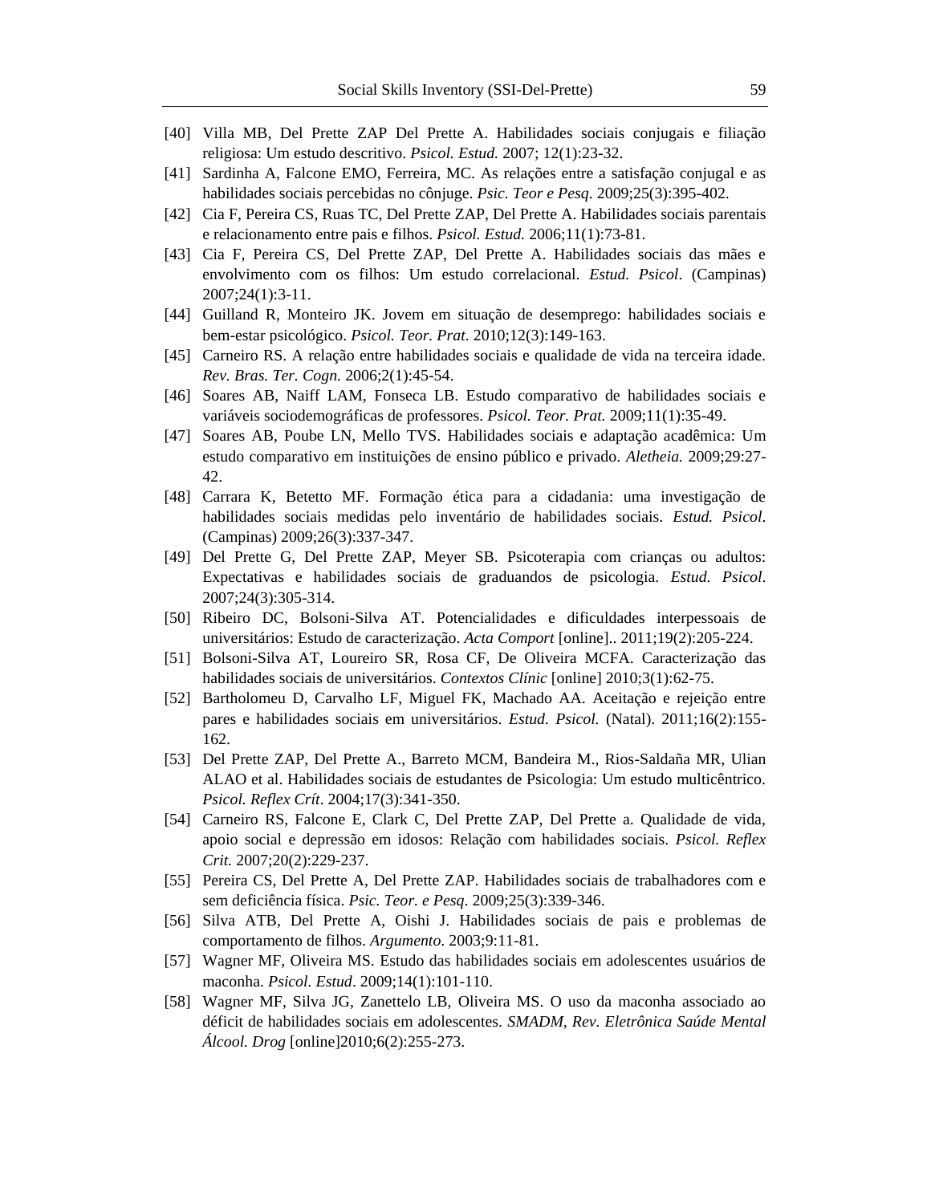[40] Villa MB, Del Prette ZAP Del Prette A. Habilidades sociais conjugais e filiação religiosa: Um estudo descritivo. *Psicol. Estud.* 2007; 12(1):23-32.

[41] Sardinha A, Falcone EMO, Ferreira, MC. As relações entre a satisfação conjugal e as habilidades sociais percebidas no cônjuge. *Psic. Teor e Pesq*. 2009;25(3):395-402.

[42] Cia F, Pereira CS, Ruas TC, Del Prette ZAP, Del Prette A. Habilidades sociais parentais e relacionamento entre pais e filhos. *Psicol. Estud.* 2006;11(1):73-81.

[43] Cia F, Pereira CS, Del Prette ZAP, Del Prette A. Habilidades sociais das mães e envolvimento com os filhos: Um estudo correlacional. *Estud. Psicol*. (Campinas) 2007;24(1):3-11.

[44] Guilland R, Monteiro JK. Jovem em situação de desemprego: habilidades sociais e bem-estar psicológico. *Psicol. Teor. Prat*. 2010;12(3):149-163.

[45] Carneiro RS. A relação entre habilidades sociais e qualidade de vida na terceira idade. *Rev. Bras. Ter. Cogn.* 2006;2(1):45-54.

[46] Soares AB, Naiff LAM, Fonseca LB. Estudo comparativo de habilidades sociais e variáveis sociodemográficas de professores. *Psicol. Teor. Prat.* 2009;11(1):35-49.

[47] Soares AB, Poube LN, Mello TVS. Habilidades sociais e adaptação acadêmica: Um estudo comparativo em instituições de ensino público e privado. *Aletheia.* 2009;29:27-42.

[48] Carrara K, Betetto MF. Formação ética para a cidadania: uma investigação de habilidades sociais medidas pelo inventário de habilidades sociais. *Estud. Psicol*. (Campinas) 2009;26(3):337-347.

[49] Del Prette G, Del Prette ZAP, Meyer SB. Psicoterapia com crianças ou adultos: Expectativas e habilidades sociais de graduandos de psicologia. *Estud. Psicol*. 2007;24(3):305-314.

[50] Ribeiro DC, Bolsoni-Silva AT. Potencialidades e dificuldades interpessoais de universitários: Estudo de caracterização. *Acta Comport* [online].. 2011;19(2):205-224.

[51] Bolsoni-Silva AT, Loureiro SR, Rosa CF, De Oliveira MCFA. Caracterização das habilidades sociais de universitários. *Contextos Clínic* [online] 2010;3(1):62-75.

[52] Bartholomeu D, Carvalho LF, Miguel FK, Machado AA. Aceitação e rejeição entre pares e habilidades sociais em universitários. *Estud. Psicol.* (Natal). 2011;16(2):155-162.

[53] Del Prette ZAP, Del Prette A., Barreto MCM, Bandeira M., Rios-Saldaña MR, Ulian ALAO et al. Habilidades sociais de estudantes de Psicologia: Um estudo multicêntrico. *Psicol. Reflex Crít*. 2004;17(3):341-350.

[54] Carneiro RS, Falcone E, Clark C, Del Prette ZAP, Del Prette a. Qualidade de vida, apoio social e depressão em idosos: Relação com habilidades sociais. *Psicol. Reflex Crit.* 2007;20(2):229-237.

[55] Pereira CS, Del Prette A, Del Prette ZAP. Habilidades sociais de trabalhadores com e sem deficiência física. *Psic. Teor. e Pesq*. 2009;25(3):339-346.

[56] Silva ATB, Del Prette A, Oishi J. Habilidades sociais de pais e problemas de comportamento de filhos. *Argumento*. 2003;9:11-81.

[57] Wagner MF, Oliveira MS. Estudo das habilidades sociais em adolescentes usuários de maconha. *Psicol. Estud*. 2009;14(1):101-110.

[58] Wagner MF, Silva JG, Zanettelo LB, Oliveira MS. O uso da maconha associado ao déficit de habilidades sociais em adolescentes. *SMADM, Rev. Eletrônica Saúde Mental Álcool. Drog* [online]2010;6(2):255-273.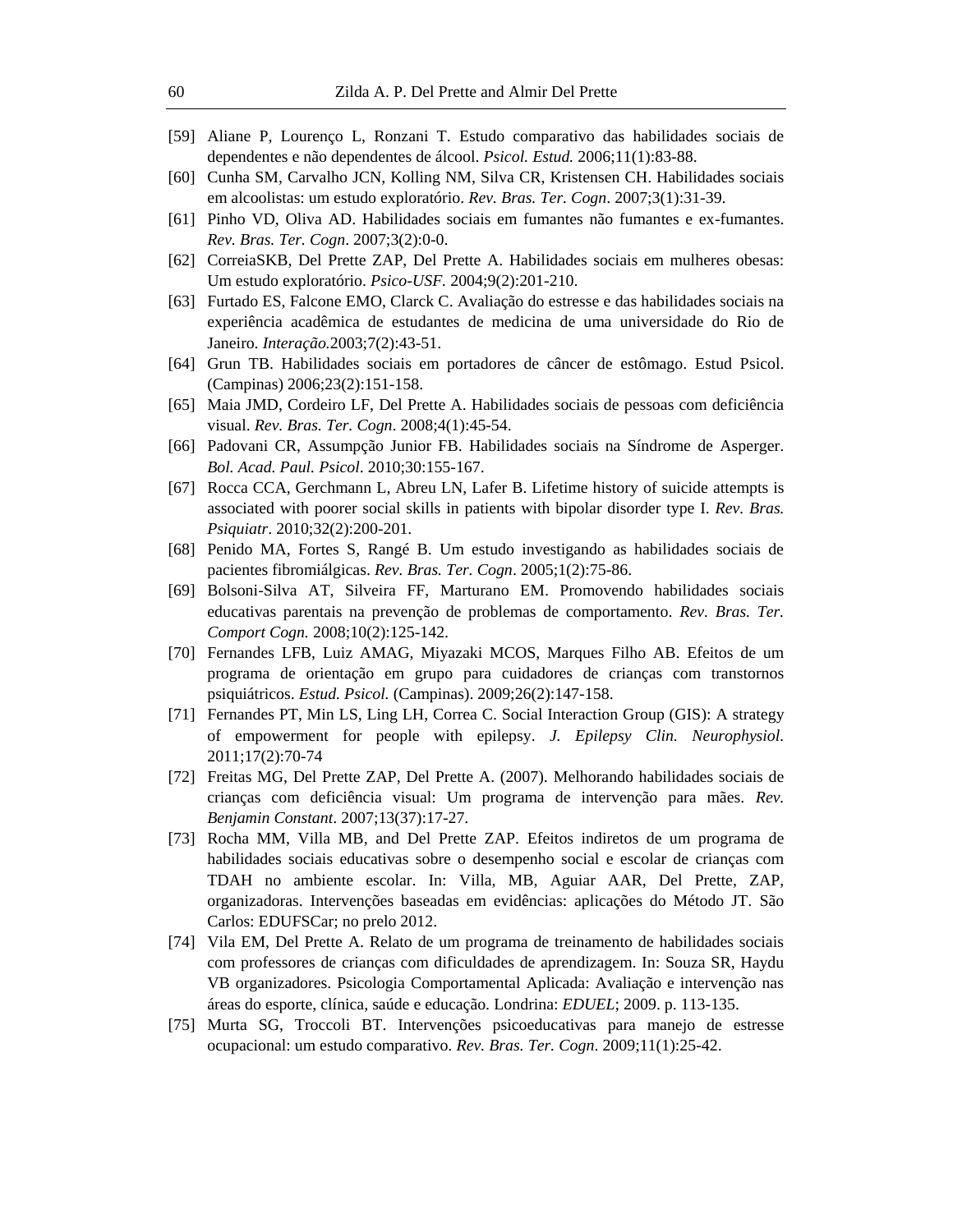[59] Aliane P, Lourenço L, Ronzani T. Estudo comparativo das habilidades sociais de dependentes e não dependentes de álcool. *Psicol. Estud.* 2006;11(1):83-88.

[60] Cunha SM, Carvalho JCN, Kolling NM, Silva CR, Kristensen CH. Habilidades sociais em alcoolistas: um estudo exploratório. *Rev. Bras. Ter. Cogn*. 2007;3(1):31-39.

[61] Pinho VD, Oliva AD. Habilidades sociais em fumantes não fumantes e ex-fumantes. *Rev. Bras. Ter. Cogn*. 2007;3(2):0-0.

[62] CorreiaSKB, Del Prette ZAP, Del Prette A. Habilidades sociais em mulheres obesas: Um estudo exploratório. *Psico-USF.* 2004;9(2):201-210.

[63] Furtado ES, Falcone EMO, Clarck C. Avaliação do estresse e das habilidades sociais na experiência acadêmica de estudantes de medicina de uma universidade do Rio de Janeiro. *Interação.*2003;7(2):43-51.

[64] Grun TB. Habilidades sociais em portadores de câncer de estômago. Estud Psicol. (Campinas) 2006;23(2):151-158.

[65] Maia JMD, Cordeiro LF, Del Prette A. Habilidades sociais de pessoas com deficiência visual. *Rev. Bras. Ter. Cogn*. 2008;4(1):45-54.

[66] Padovani CR, Assumpção Junior FB. Habilidades sociais na Síndrome de Asperger. *Bol. Acad. Paul. Psicol*. 2010;30:155-167.

[67] Rocca CCA, Gerchmann L, Abreu LN, Lafer B. Lifetime history of suicide attempts is associated with poorer social skills in patients with bipolar disorder type I. *Rev. Bras. Psiquiatr*. 2010;32(2):200-201.

[68] Penido MA, Fortes S, Rangé B. Um estudo investigando as habilidades sociais de pacientes fibromiálgicas. *Rev. Bras. Ter. Cogn*. 2005;1(2):75-86.

[69] Bolsoni-Silva AT, Silveira FF, Marturano EM. Promovendo habilidades sociais educativas parentais na prevenção de problemas de comportamento. *Rev. Bras. Ter. Comport Cogn.* 2008;10(2):125-142.

[70] Fernandes LFB, Luiz AMAG, Miyazaki MCOS, Marques Filho AB. Efeitos de um programa de orientação em grupo para cuidadores de crianças com transtornos psiquiátricos. *Estud. Psicol.* (Campinas). 2009;26(2):147-158.

[71] Fernandes PT, Min LS, Ling LH, Correa C. Social Interaction Group (GIS): A strategy of empowerment for people with epilepsy. *J. Epilepsy Clin. Neurophysiol.* 2011;17(2):70-74

[72] Freitas MG, Del Prette ZAP, Del Prette A. (2007). Melhorando habilidades sociais de crianças com deficiência visual: Um programa de intervenção para mães. *Rev. Benjamin Constant*. 2007;13(37):17-27.

[73] Rocha MM, Villa MB, and Del Prette ZAP. Efeitos indiretos de um programa de habilidades sociais educativas sobre o desempenho social e escolar de crianças com TDAH no ambiente escolar. In: Villa, MB, Aguiar AAR, Del Prette, ZAP, organizadoras. Intervenções baseadas em evidências: aplicações do Método JT. São Carlos: EDUFSCar; no prelo 2012.

[74] Vila EM, Del Prette A. Relato de um programa de treinamento de habilidades sociais com professores de crianças com dificuldades de aprendizagem. In: Souza SR, Haydu VB organizadores. Psicologia Comportamental Aplicada: Avaliação e intervenção nas áreas do esporte, clínica, saúde e educação. Londrina: *EDUEL*; 2009. p. 113-135.

[75] Murta SG, Troccoli BT. Intervenções psicoeducativas para manejo de estresse ocupacional: um estudo comparativo. *Rev. Bras. Ter. Cogn*. 2009;11(1):25-42.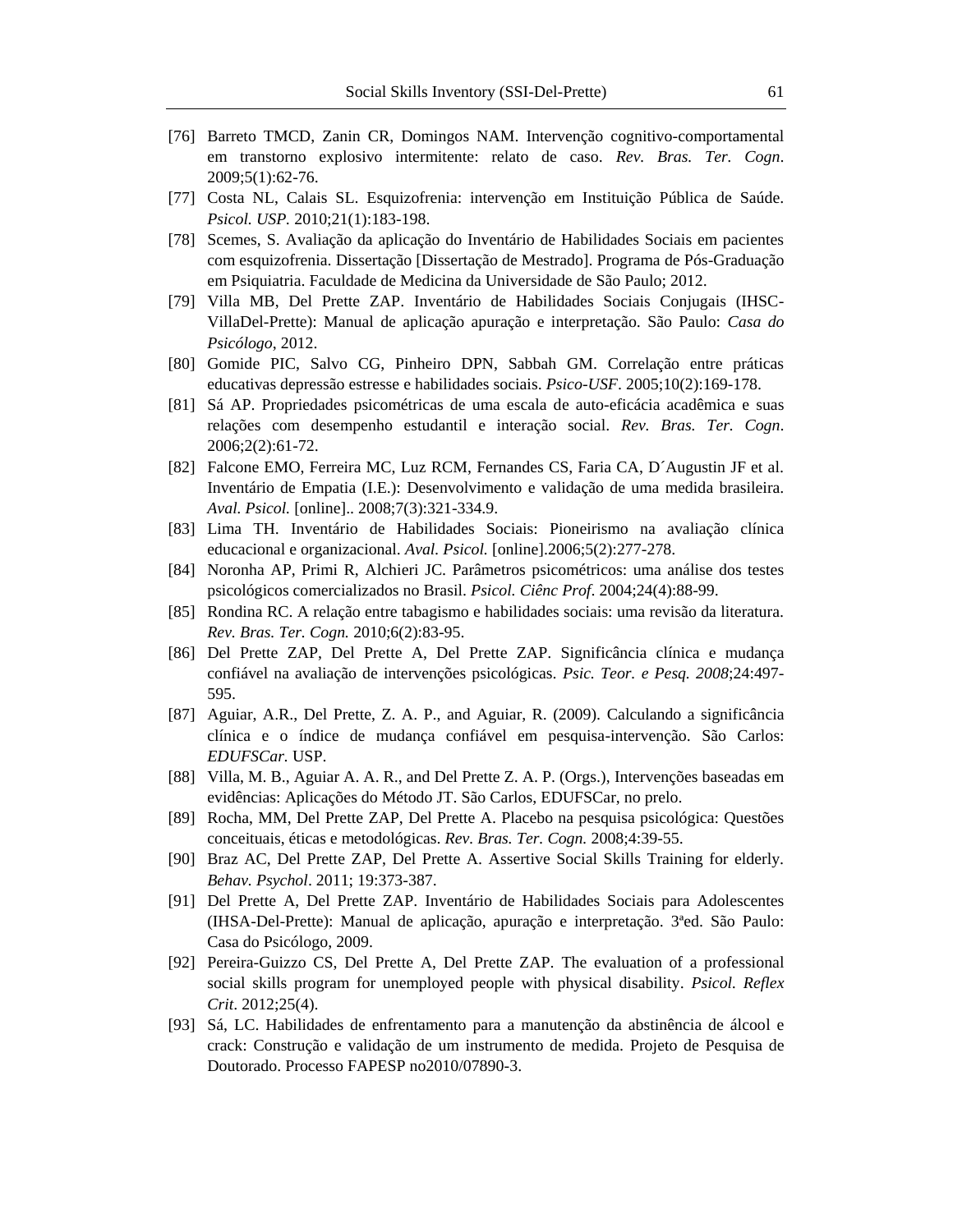[76] Barreto TMCD, Zanin CR, Domingos NAM. Intervenção cognitivo-comportamental em transtorno explosivo intermitente: relato de caso. *Rev. Bras. Ter. Cogn*. 2009;5(1):62-76.

[77] Costa NL, Calais SL. Esquizofrenia: intervenção em Instituição Pública de Saúde. *Psicol. USP*. 2010;21(1):183-198.

[78] Scemes, S. Avaliação da aplicação do Inventário de Habilidades Sociais em pacientes com esquizofrenia. Dissertação [Dissertação de Mestrado]. Programa de Pós-Graduação em Psiquiatria. Faculdade de Medicina da Universidade de São Paulo; 2012.

[79] Villa MB, Del Prette ZAP. Inventário de Habilidades Sociais Conjugais (IHSC-VillaDel-Prette): Manual de aplicação apuração e interpretação. São Paulo: *Casa do Psicólogo*, 2012.

[80] Gomide PIC, Salvo CG, Pinheiro DPN, Sabbah GM. Correlação entre práticas educativas depressão estresse e habilidades sociais. *Psico-USF*. 2005;10(2):169-178.

[81] Sá AP. Propriedades psicométricas de uma escala de auto-eficácia acadêmica e suas relações com desempenho estudantil e interação social. *Rev. Bras. Ter. Cogn*. 2006;2(2):61-72.

[82] Falcone EMO, Ferreira MC, Luz RCM, Fernandes CS, Faria CA, D´Augustin JF et al. Inventário de Empatia (I.E.): Desenvolvimento e validação de uma medida brasileira. *Aval. Psicol.* [online].. 2008;7(3):321-334.9.

[83] Lima TH. Inventário de Habilidades Sociais: Pioneirismo na avaliação clínica educacional e organizacional. *Aval. Psicol.* [online].2006;5(2):277-278.

[84] Noronha AP, Primi R, Alchieri JC. Parâmetros psicométricos: uma análise dos testes psicológicos comercializados no Brasil. *Psicol. Ciênc Prof*. 2004;24(4):88-99.

[85] Rondina RC. A relação entre tabagismo e habilidades sociais: uma revisão da literatura. *Rev. Bras. Ter. Cogn.* 2010;6(2):83-95.

[86] Del Prette ZAP, Del Prette A, Del Prette ZAP. Significância clínica e mudança confiável na avaliação de intervenções psicológicas. *Psic. Teor. e Pesq. 2008*;24:497-595.

[87] Aguiar, A.R., Del Prette, Z. A. P., and Aguiar, R. (2009). Calculando a significância clínica e o índice de mudança confiável em pesquisa-intervenção. São Carlos: *EDUFSCar.* USP.

[88] Villa, M. B., Aguiar A. A. R., and Del Prette Z. A. P. (Orgs.), Intervenções baseadas em evidências: Aplicações do Método JT. São Carlos, EDUFSCar, no prelo.

[89] Rocha, MM, Del Prette ZAP, Del Prette A. Placebo na pesquisa psicológica: Questões conceituais, éticas e metodológicas. *Rev. Bras. Ter. Cogn.* 2008;4:39-55.

[90] Braz AC, Del Prette ZAP, Del Prette A. Assertive Social Skills Training for elderly. *Behav. Psychol*. 2011; 19:373-387.

[91] Del Prette A, Del Prette ZAP. Inventário de Habilidades Sociais para Adolescentes (IHSA-Del-Prette): Manual de aplicação, apuração e interpretação. 3ªed. São Paulo: Casa do Psicólogo, 2009.

[92] Pereira-Guizzo CS, Del Prette A, Del Prette ZAP. The evaluation of a professional social skills program for unemployed people with physical disability. *Psicol. Reflex Crit*. 2012;25(4).

[93] Sá, LC. Habilidades de enfrentamento para a manutenção da abstinência de álcool e crack: Construção e validação de um instrumento de medida. Projeto de Pesquisa de Doutorado. Processo FAPESP no2010/07890-3.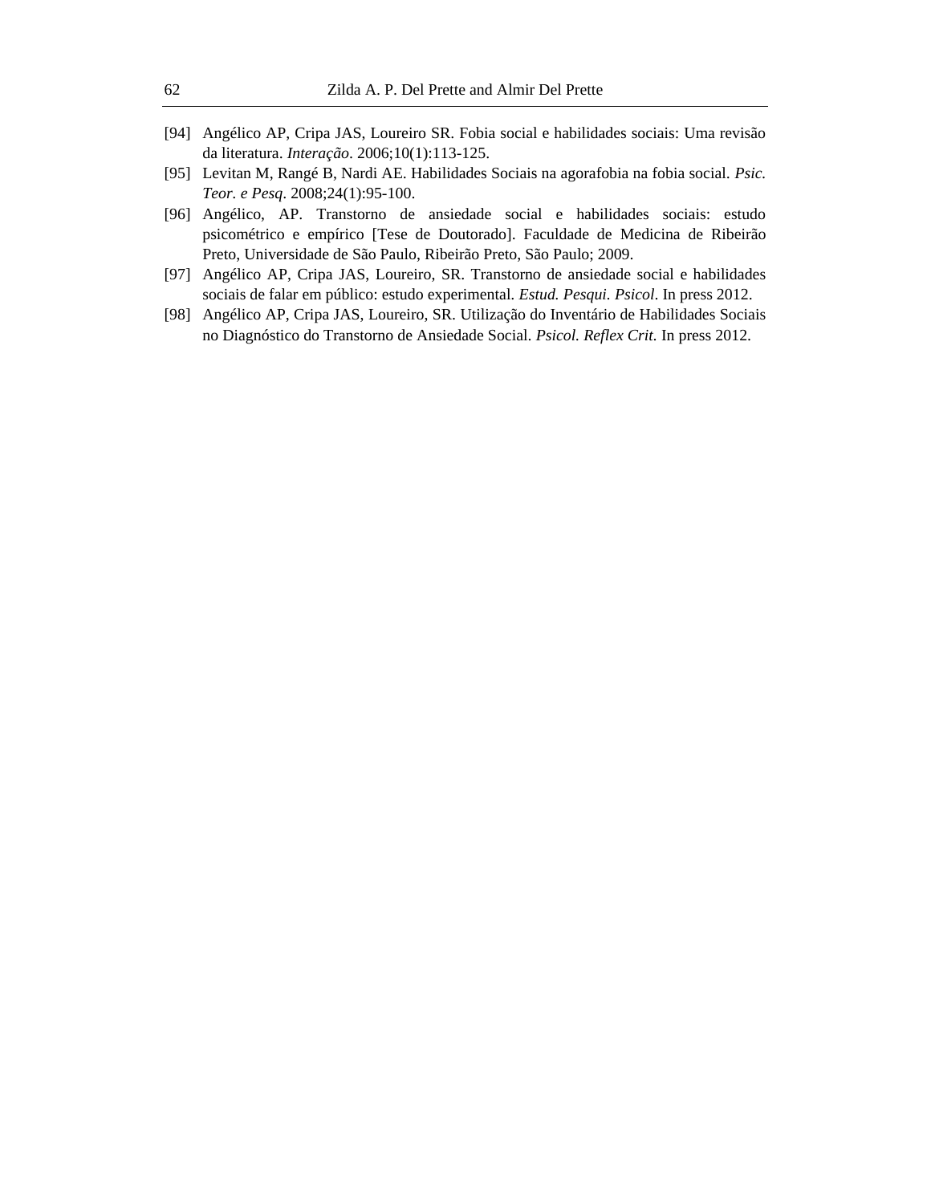[94] Angélico AP, Cripa JAS, Loureiro SR. Fobia social e habilidades sociais: Uma revisão da literatura. *Interação*. 2006;10(1):113-125.

[95] Levitan M, Rangé B, Nardi AE. Habilidades Sociais na agorafobia na fobia social. *Psic. Teor. e Pesq*. 2008;24(1):95-100.

[96] Angélico, AP. Transtorno de ansiedade social e habilidades sociais: estudo psicométrico e empírico [Tese de Doutorado]. Faculdade de Medicina de Ribeirão Preto, Universidade de São Paulo, Ribeirão Preto, São Paulo; 2009.

[97] Angélico AP, Cripa JAS, Loureiro, SR. Transtorno de ansiedade social e habilidades sociais de falar em público: estudo experimental. *Estud. Pesqui. Psicol*. In press 2012.

[98] Angélico AP, Cripa JAS, Loureiro, SR. Utilização do Inventário de Habilidades Sociais no Diagnóstico do Transtorno de Ansiedade Social. *Psicol. Reflex Crit*. In press 2012.